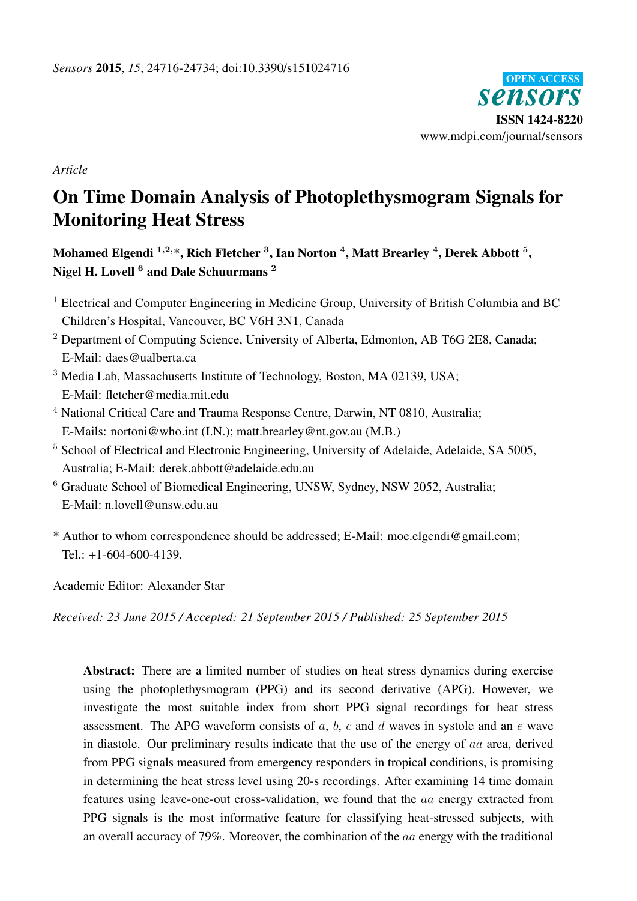*Sensors* **2015**, *15*, 24716-24734; doi:10.3390/s151024716

OPEN ACCESS
**sensors**
ISSN 1424-8220
www.mdpi.com/journal/sensors

*Article*

# On Time Domain Analysis of Photoplethysmogram Signals for Monitoring Heat Stress

**Mohamed Elgendi [1,2,*], Rich Fletcher [3], Ian Norton [4], Matt Brearley [4], Derek Abbott [5], Nigel H. Lovell [6] and Dale Schuurmans [2]**

[1] Electrical and Computer Engineering in Medicine Group, University of British Columbia and BC Children's Hospital, Vancouver, BC V6H 3N1, Canada

[2] Department of Computing Science, University of Alberta, Edmonton, AB T6G 2E8, Canada; E-Mail: daes@ualberta.ca

[3] Media Lab, Massachusetts Institute of Technology, Boston, MA 02139, USA; E-Mail: fletcher@media.mit.edu

[4] National Critical Care and Trauma Response Centre, Darwin, NT 0810, Australia; E-Mails: nortoni@who.int (I.N.); matt.brearley@nt.gov.au (M.B.)

[5] School of Electrical and Electronic Engineering, University of Adelaide, Adelaide, SA 5005, Australia; E-Mail: derek.abbott@adelaide.edu.au

[6] Graduate School of Biomedical Engineering, UNSW, Sydney, NSW 2052, Australia; E-Mail: n.lovell@unsw.edu.au

\* Author to whom correspondence should be addressed; E-Mail: moe.elgendi@gmail.com; Tel.: +1-604-600-4139.

Academic Editor: Alexander Star

*Received: 23 June 2015 / Accepted: 21 September 2015 / Published: 25 September 2015*

---

**Abstract:** There are a limited number of studies on heat stress dynamics during exercise using the photoplethysmogram (PPG) and its second derivative (APG). However, we investigate the most suitable index from short PPG signal recordings for heat stress assessment. The APG waveform consists of $a$, $b$, $c$ and $d$ waves in systole and an $e$ wave in diastole. Our preliminary results indicate that the use of the energy of $aa$ area, derived from PPG signals measured from emergency responders in tropical conditions, is promising in determining the heat stress level using 20-s recordings. After examining 14 time domain features using leave-one-out cross-validation, we found that the $aa$ energy extracted from PPG signals is the most informative feature for classifying heat-stressed subjects, with an overall accuracy of 79%. Moreover, the combination of the $aa$ energy with the traditional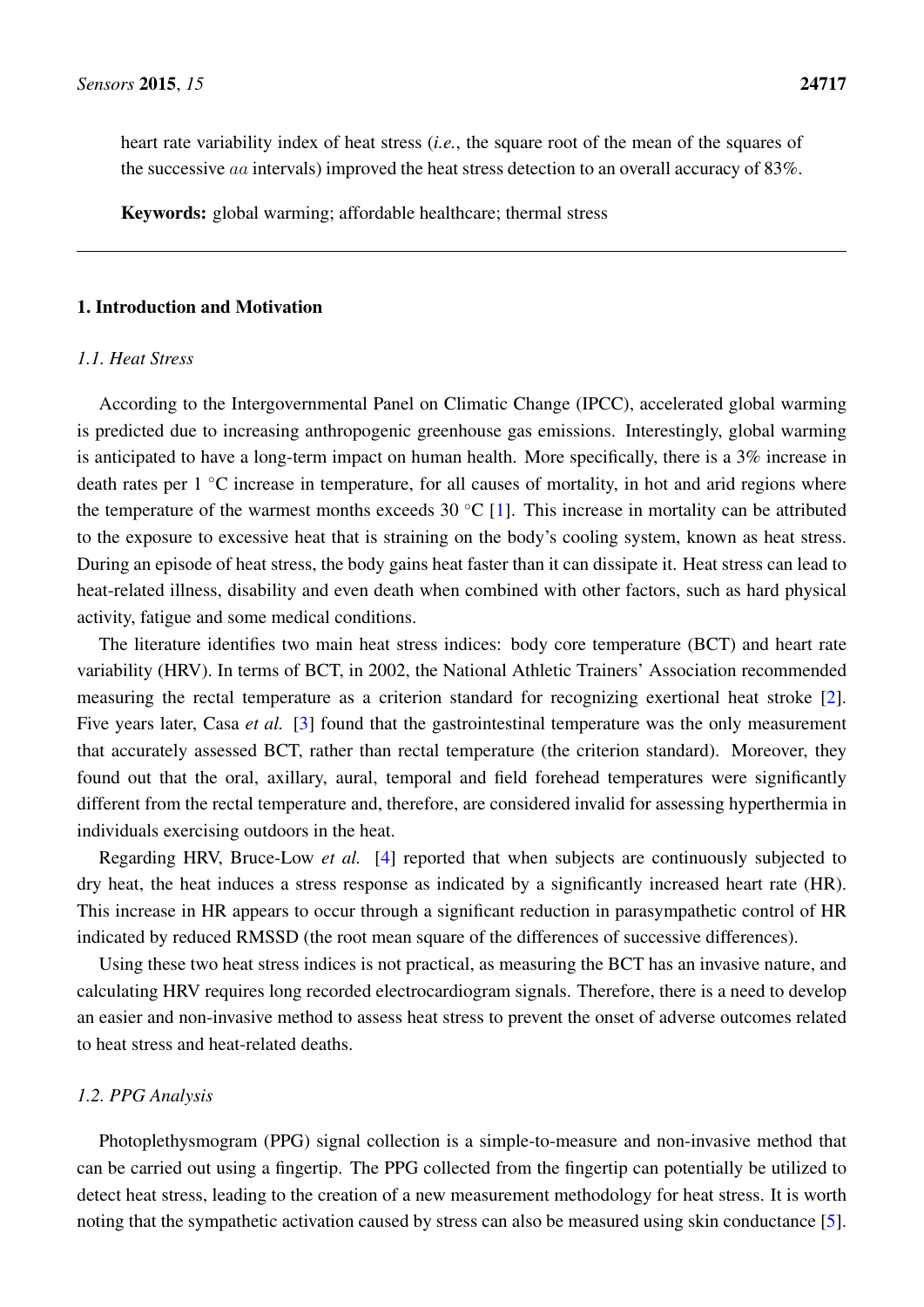heart rate variability index of heat stress (*i.e.*, the square root of the mean of the squares of the successive $aa$ intervals) improved the heat stress detection to an overall accuracy of 83%.

**Keywords:** global warming; affordable healthcare; thermal stress

---

## 1. Introduction and Motivation

### *1.1. Heat Stress*

According to the Intergovernmental Panel on Climatic Change (IPCC), accelerated global warming is predicted due to increasing anthropogenic greenhouse gas emissions. Interestingly, global warming is anticipated to have a long-term impact on human health. More specifically, there is a 3% increase in death rates per 1 °C increase in temperature, for all causes of mortality, in hot and arid regions where the temperature of the warmest months exceeds 30 °C [1]. This increase in mortality can be attributed to the exposure to excessive heat that is straining on the body's cooling system, known as heat stress. During an episode of heat stress, the body gains heat faster than it can dissipate it. Heat stress can lead to heat-related illness, disability and even death when combined with other factors, such as hard physical activity, fatigue and some medical conditions.

The literature identifies two main heat stress indices: body core temperature (BCT) and heart rate variability (HRV). In terms of BCT, in 2002, the National Athletic Trainers' Association recommended measuring the rectal temperature as a criterion standard for recognizing exertional heat stroke [2]. Five years later, Casa *et al.* [3] found that the gastrointestinal temperature was the only measurement that accurately assessed BCT, rather than rectal temperature (the criterion standard). Moreover, they found out that the oral, axillary, aural, temporal and field forehead temperatures were significantly different from the rectal temperature and, therefore, are considered invalid for assessing hyperthermia in individuals exercising outdoors in the heat.

Regarding HRV, Bruce-Low *et al.* [4] reported that when subjects are continuously subjected to dry heat, the heat induces a stress response as indicated by a significantly increased heart rate (HR). This increase in HR appears to occur through a significant reduction in parasympathetic control of HR indicated by reduced RMSSD (the root mean square of the differences of successive differences).

Using these two heat stress indices is not practical, as measuring the BCT has an invasive nature, and calculating HRV requires long recorded electrocardiogram signals. Therefore, there is a need to develop an easier and non-invasive method to assess heat stress to prevent the onset of adverse outcomes related to heat stress and heat-related deaths.

### *1.2. PPG Analysis*

Photoplethysmogram (PPG) signal collection is a simple-to-measure and non-invasive method that can be carried out using a fingertip. The PPG collected from the fingertip can potentially be utilized to detect heat stress, leading to the creation of a new measurement methodology for heat stress. It is worth noting that the sympathetic activation caused by stress can also be measured using skin conductance [5].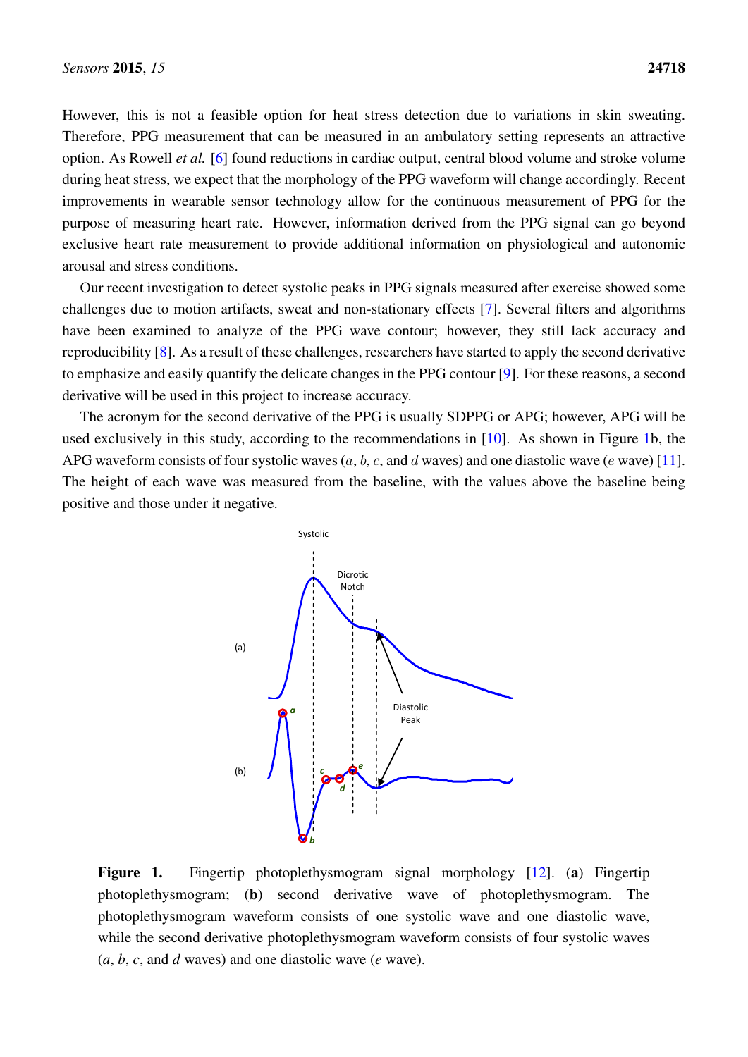However, this is not a feasible option for heat stress detection due to variations in skin sweating. Therefore, PPG measurement that can be measured in an ambulatory setting represents an attractive option. As Rowell *et al.* [6] found reductions in cardiac output, central blood volume and stroke volume during heat stress, we expect that the morphology of the PPG waveform will change accordingly. Recent improvements in wearable sensor technology allow for the continuous measurement of PPG for the purpose of measuring heart rate. However, information derived from the PPG signal can go beyond exclusive heart rate measurement to provide additional information on physiological and autonomic arousal and stress conditions.

Our recent investigation to detect systolic peaks in PPG signals measured after exercise showed some challenges due to motion artifacts, sweat and non-stationary effects [7]. Several filters and algorithms have been examined to analyze of the PPG wave contour; however, they still lack accuracy and reproducibility [8]. As a result of these challenges, researchers have started to apply the second derivative to emphasize and easily quantify the delicate changes in the PPG contour [9]. For these reasons, a second derivative will be used in this project to increase accuracy.

The acronym for the second derivative of the PPG is usually SDPPG or APG; however, APG will be used exclusively in this study, according to the recommendations in [10]. As shown in Figure 1b, the APG waveform consists of four systolic waves ($a$, $b$, $c$, and $d$ waves) and one diastolic wave ($e$ wave) [11]. The height of each wave was measured from the baseline, with the values above the baseline being positive and those under it negative.

**Figure 1.** Fingertip photoplethysmogram signal morphology [12]. (**a**) Fingertip photoplethysmogram; (**b**) second derivative wave of photoplethysmogram. The photoplethysmogram waveform consists of one systolic wave and one diastolic wave, while the second derivative photoplethysmogram waveform consists of four systolic waves (*a*, *b*, *c*, and *d* waves) and one diastolic wave (*e* wave).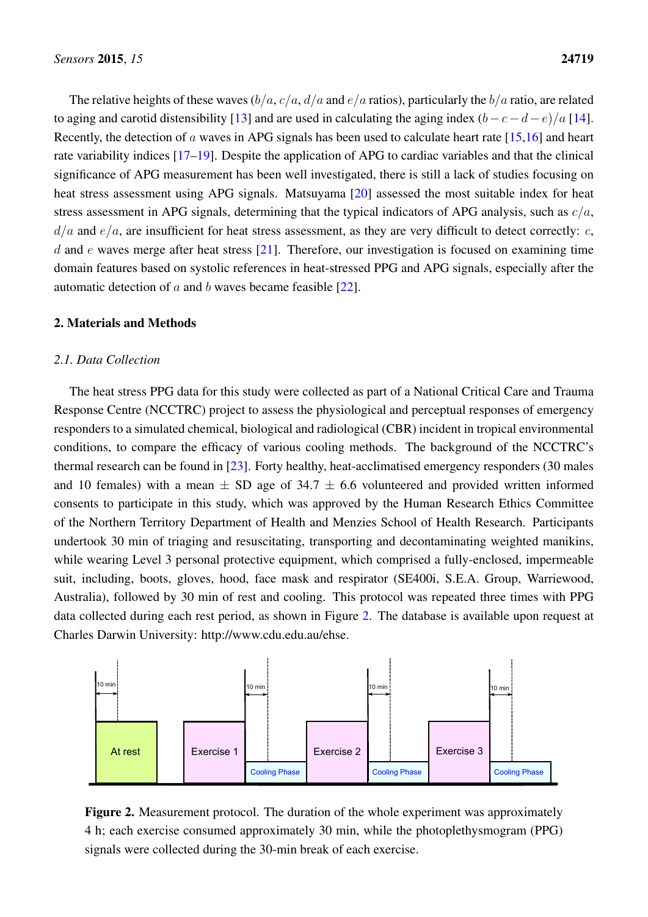The relative heights of these waves ($b/a$, $c/a$, $d/a$ and $e/a$ ratios), particularly the $b/a$ ratio, are related to aging and carotid distensibility [13] and are used in calculating the aging index $(b - c - d - e)/a$ [14]. Recently, the detection of $a$ waves in APG signals has been used to calculate heart rate [15,16] and heart rate variability indices [17–19]. Despite the application of APG to cardiac variables and that the clinical significance of APG measurement has been well investigated, there is still a lack of studies focusing on heat stress assessment using APG signals. Matsuyama [20] assessed the most suitable index for heat stress assessment in APG signals, determining that the typical indicators of APG analysis, such as $c/a$, $d/a$ and $e/a$, are insufficient for heat stress assessment, as they are very difficult to detect correctly: $c$, $d$ and $e$ waves merge after heat stress [21]. Therefore, our investigation is focused on examining time domain features based on systolic references in heat-stressed PPG and APG signals, especially after the automatic detection of $a$ and $b$ waves became feasible [22].

## 2. Materials and Methods

### *2.1. Data Collection*

The heat stress PPG data for this study were collected as part of a National Critical Care and Trauma Response Centre (NCCTRC) project to assess the physiological and perceptual responses of emergency responders to a simulated chemical, biological and radiological (CBR) incident in tropical environmental conditions, to compare the efficacy of various cooling methods. The background of the NCCTRC's thermal research can be found in [23]. Forty healthy, heat-acclimatised emergency responders (30 males and 10 females) with a mean $\pm$ SD age of 34.7 $\pm$ 6.6 volunteered and provided written informed consents to participate in this study, which was approved by the Human Research Ethics Committee of the Northern Territory Department of Health and Menzies School of Health Research. Participants undertook 30 min of triaging and resuscitating, transporting and decontaminating weighted manikins, while wearing Level 3 personal protective equipment, which comprised a fully-enclosed, impermeable suit, including, boots, gloves, hood, face mask and respirator (SE400i, S.E.A. Group, Warriewood, Australia), followed by 30 min of rest and cooling. This protocol was repeated three times with PPG data collected during each rest period, as shown in Figure 2. The database is available upon request at Charles Darwin University: http://www.cdu.edu.au/ehse.

**Figure 2.** Measurement protocol. The duration of the whole experiment was approximately 4 h; each exercise consumed approximately 30 min, while the photoplethysmogram (PPG) signals were collected during the 30-min break of each exercise.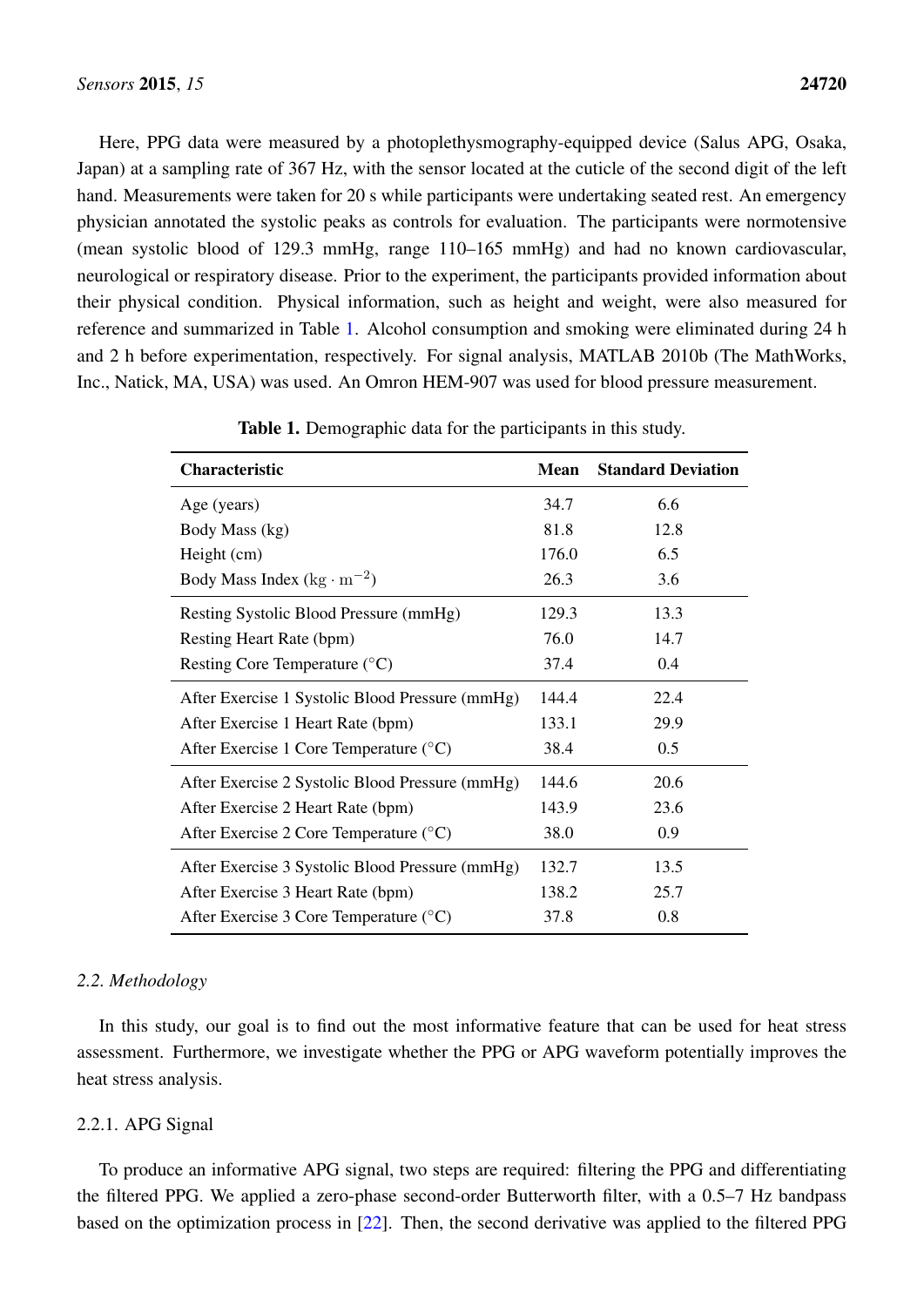Here, PPG data were measured by a photoplethysmography-equipped device (Salus APG, Osaka, Japan) at a sampling rate of 367 Hz, with the sensor located at the cuticle of the second digit of the left hand. Measurements were taken for 20 s while participants were undertaking seated rest. An emergency physician annotated the systolic peaks as controls for evaluation. The participants were normotensive (mean systolic blood of 129.3 mmHg, range 110–165 mmHg) and had no known cardiovascular, neurological or respiratory disease. Prior to the experiment, the participants provided information about their physical condition. Physical information, such as height and weight, were also measured for reference and summarized in Table 1. Alcohol consumption and smoking were eliminated during 24 h and 2 h before experimentation, respectively. For signal analysis, MATLAB 2010b (The MathWorks, Inc., Natick, MA, USA) was used. An Omron HEM-907 was used for blood pressure measurement.

**Table 1.** Demographic data for the participants in this study.

| Characteristic | Mean | Standard Deviation |
| --- | --- | --- |
| Age (years) | 34.7 | 6.6 |
| Body Mass (kg) | 81.8 | 12.8 |
| Height (cm) | 176.0 | 6.5 |
| Body Mass Index ($kg \cdot m^{-2}$) | 26.3 | 3.6 |
| Resting Systolic Blood Pressure (mmHg) | 129.3 | 13.3 |
| Resting Heart Rate (bpm) | 76.0 | 14.7 |
| Resting Core Temperature (°C) | 37.4 | 0.4 |
| After Exercise 1 Systolic Blood Pressure (mmHg) | 144.4 | 22.4 |
| After Exercise 1 Heart Rate (bpm) | 133.1 | 29.9 |
| After Exercise 1 Core Temperature (°C) | 38.4 | 0.5 |
| After Exercise 2 Systolic Blood Pressure (mmHg) | 144.6 | 20.6 |
| After Exercise 2 Heart Rate (bpm) | 143.9 | 23.6 |
| After Exercise 2 Core Temperature (°C) | 38.0 | 0.9 |
| After Exercise 3 Systolic Blood Pressure (mmHg) | 132.7 | 13.5 |
| After Exercise 3 Heart Rate (bpm) | 138.2 | 25.7 |
| After Exercise 3 Core Temperature (°C) | 37.8 | 0.8 |

### 2.2. Methodology

In this study, our goal is to find out the most informative feature that can be used for heat stress assessment. Furthermore, we investigate whether the PPG or APG waveform potentially improves the heat stress analysis.

#### 2.2.1. APG Signal

To produce an informative APG signal, two steps are required: filtering the PPG and differentiating the filtered PPG. We applied a zero-phase second-order Butterworth filter, with a 0.5–7 Hz bandpass based on the optimization process in [22]. Then, the second derivative was applied to the filtered PPG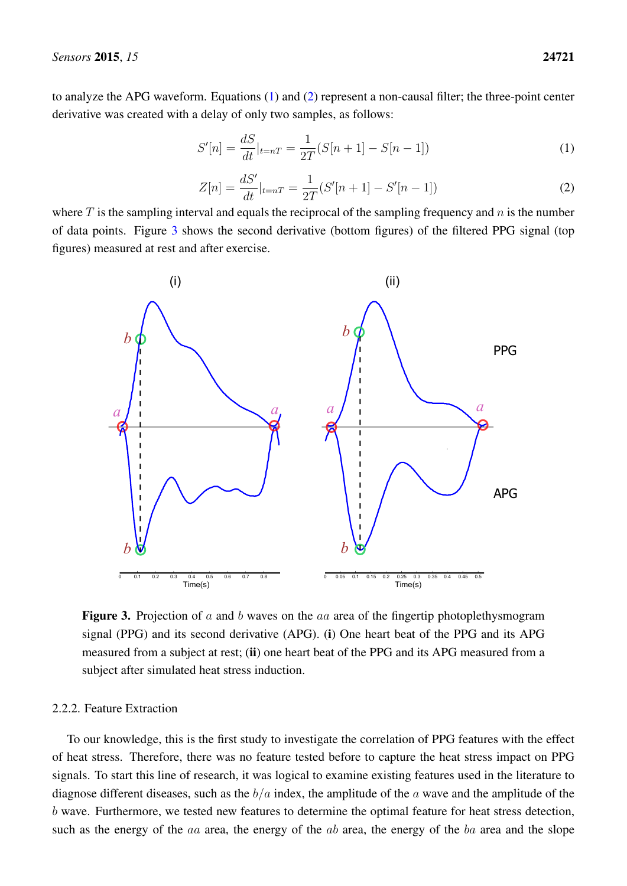to analyze the APG waveform. Equations (1) and (2) represent a non-causal filter; the three-point center derivative was created with a delay of only two samples, as follows:

$$S'[n] = \frac{dS}{dt}|_{t=nT} = \frac{1}{2T}(S[n+1] - S[n-1]) \quad (1)$$

$$Z[n] = \frac{dS'}{dt}|_{t=nT} = \frac{1}{2T}(S'[n+1] - S'[n-1]) \quad (2)$$

where $T$ is the sampling interval and equals the reciprocal of the sampling frequency and $n$ is the number of data points. Figure 3 shows the second derivative (bottom figures) of the filtered PPG signal (top figures) measured at rest and after exercise.

**Figure 3.** Projection of $a$ and $b$ waves on the $aa$ area of the fingertip photoplethysmogram signal (PPG) and its second derivative (APG). (**i**) One heart beat of the PPG and its APG measured from a subject at rest; (**ii**) one heart beat of the PPG and its APG measured from a subject after simulated heat stress induction.

2.2.2. Feature Extraction

To our knowledge, this is the first study to investigate the correlation of PPG features with the effect of heat stress. Therefore, there was no feature tested before to capture the heat stress impact on PPG signals. To start this line of research, it was logical to examine existing features used in the literature to diagnose different diseases, such as the $b/a$ index, the amplitude of the $a$ wave and the amplitude of the $b$ wave. Furthermore, we tested new features to determine the optimal feature for heat stress detection, such as the energy of the $aa$ area, the energy of the $ab$ area, the energy of the $ba$ area and the slope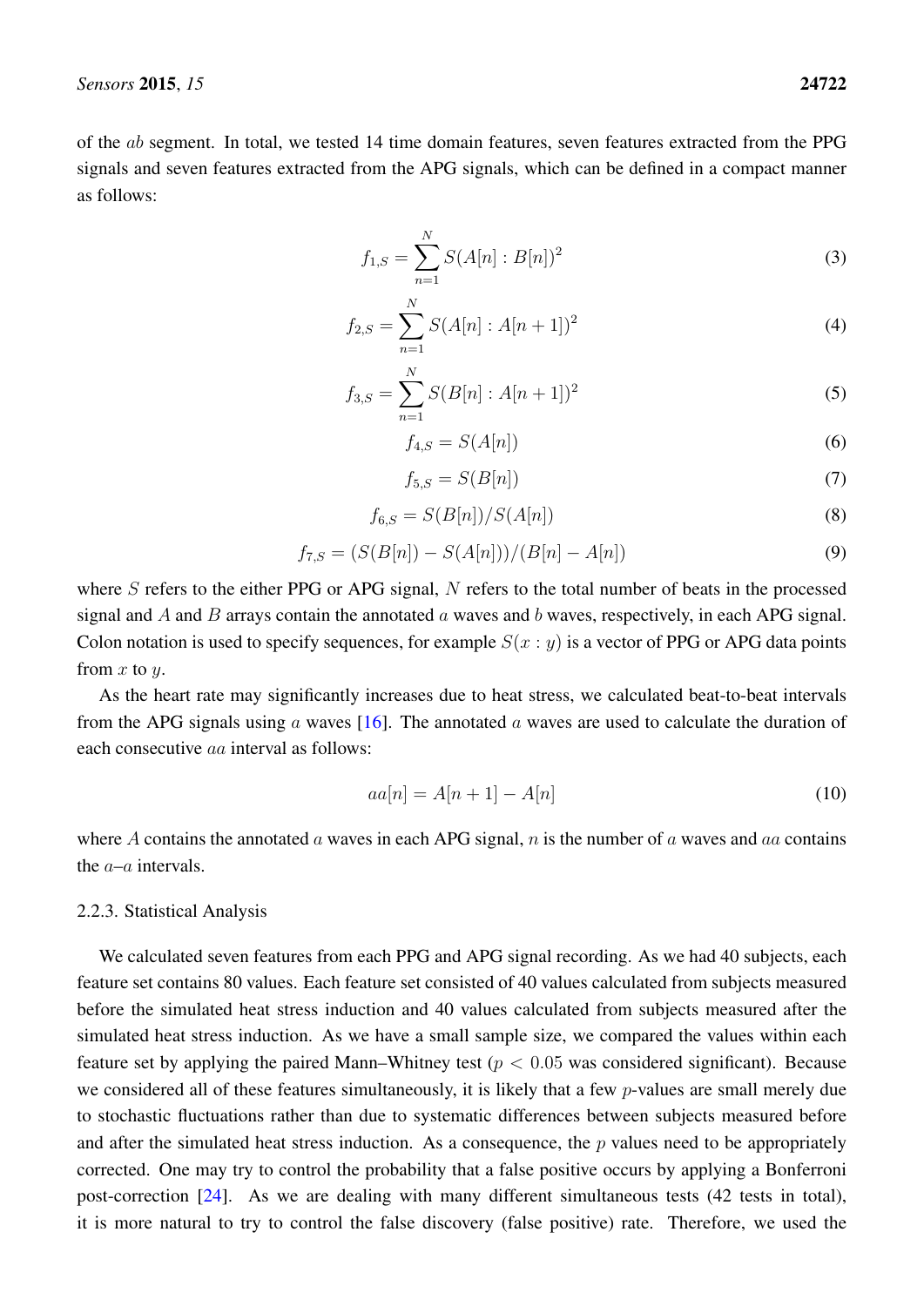of the $ab$ segment. In total, we tested 14 time domain features, seven features extracted from the PPG signals and seven features extracted from the APG signals, which can be defined in a compact manner as follows:

$$f_{1,S} = \sum_{n=1}^{N} S(A[n] : B[n])^2 \tag{3}$$

$$f_{2,S} = \sum_{n=1}^{N} S(A[n] : A[n+1])^2 \tag{4}$$

$$f_{3,S} = \sum_{n=1}^{N} S(B[n] : A[n+1])^2 \tag{5}$$

$$f_{4,S} = S(A[n]) \tag{6}$$

$$f_{5,S} = S(B[n]) \tag{7}$$

$$f_{6,S} = S(B[n])/S(A[n]) \tag{8}$$

$$f_{7,S} = (S(B[n]) - S(A[n]))/(B[n] - A[n]) \tag{9}$$

where $S$ refers to the either PPG or APG signal, $N$ refers to the total number of beats in the processed signal and $A$ and $B$ arrays contain the annotated $a$ waves and $b$ waves, respectively, in each APG signal. Colon notation is used to specify sequences, for example $S(x : y)$ is a vector of PPG or APG data points from $x$ to $y$.

As the heart rate may significantly increases due to heat stress, we calculated beat-to-beat intervals from the APG signals using $a$ waves [16]. The annotated $a$ waves are used to calculate the duration of each consecutive $aa$ interval as follows:

$$aa[n] = A[n+1] - A[n] \tag{10}$$

where $A$ contains the annotated $a$ waves in each APG signal, $n$ is the number of $a$ waves and $aa$ contains the $a$–$a$ intervals.

### 2.2.3. Statistical Analysis

We calculated seven features from each PPG and APG signal recording. As we had 40 subjects, each feature set contains 80 values. Each feature set consisted of 40 values calculated from subjects measured before the simulated heat stress induction and 40 values calculated from subjects measured after the simulated heat stress induction. As we have a small sample size, we compared the values within each feature set by applying the paired Mann–Whitney test ($p < 0.05$ was considered significant). Because we considered all of these features simultaneously, it is likely that a few $p$-values are small merely due to stochastic fluctuations rather than due to systematic differences between subjects measured before and after the simulated heat stress induction. As a consequence, the $p$ values need to be appropriately corrected. One may try to control the probability that a false positive occurs by applying a Bonferroni post-correction [24]. As we are dealing with many different simultaneous tests (42 tests in total), it is more natural to try to control the false discovery (false positive) rate. Therefore, we used the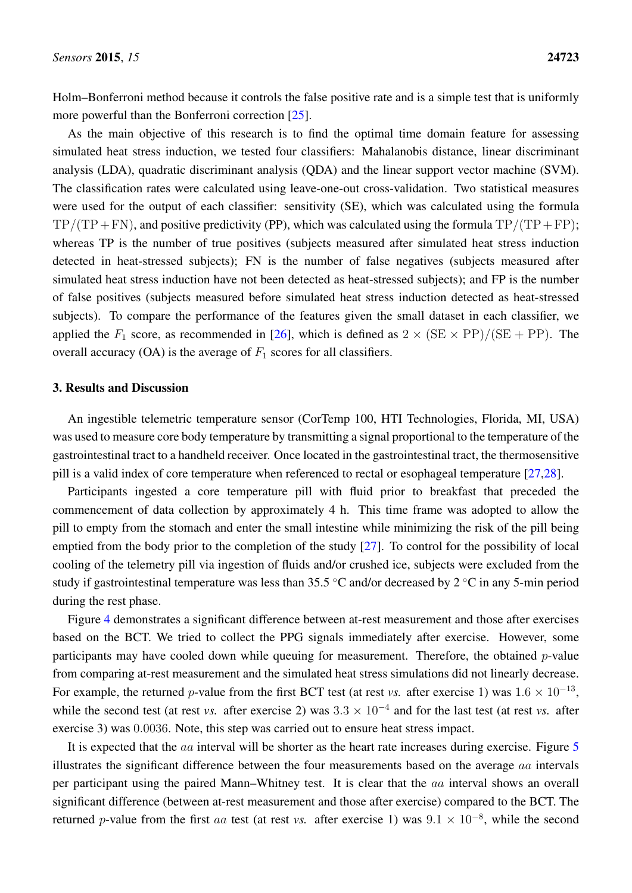Holm–Bonferroni method because it controls the false positive rate and is a simple test that is uniformly more powerful than the Bonferroni correction [25].

As the main objective of this research is to find the optimal time domain feature for assessing simulated heat stress induction, we tested four classifiers: Mahalanobis distance, linear discriminant analysis (LDA), quadratic discriminant analysis (QDA) and the linear support vector machine (SVM). The classification rates were calculated using leave-one-out cross-validation. Two statistical measures were used for the output of each classifier: sensitivity (SE), which was calculated using the formula $\mathrm{TP}/(\mathrm{TP}+\mathrm{FN})$, and positive predictivity (PP), which was calculated using the formula $\mathrm{TP}/(\mathrm{TP}+\mathrm{FP})$; whereas TP is the number of true positives (subjects measured after simulated heat stress induction detected in heat-stressed subjects); FN is the number of false negatives (subjects measured after simulated heat stress induction have not been detected as heat-stressed subjects); and FP is the number of false positives (subjects measured before simulated heat stress induction detected as heat-stressed subjects). To compare the performance of the features given the small dataset in each classifier, we applied the $F_1$ score, as recommended in [26], which is defined as $2 \times (\mathrm{SE} \times \mathrm{PP})/(\mathrm{SE} + \mathrm{PP})$. The overall accuracy (OA) is the average of $F_1$ scores for all classifiers.

## 3. Results and Discussion

An ingestible telemetric temperature sensor (CorTemp 100, HTI Technologies, Florida, MI, USA) was used to measure core body temperature by transmitting a signal proportional to the temperature of the gastrointestinal tract to a handheld receiver. Once located in the gastrointestinal tract, the thermosensitive pill is a valid index of core temperature when referenced to rectal or esophageal temperature [27,28].

Participants ingested a core temperature pill with fluid prior to breakfast that preceded the commencement of data collection by approximately 4 h. This time frame was adopted to allow the pill to empty from the stomach and enter the small intestine while minimizing the risk of the pill being emptied from the body prior to the completion of the study [27]. To control for the possibility of local cooling of the telemetry pill via ingestion of fluids and/or crushed ice, subjects were excluded from the study if gastrointestinal temperature was less than 35.5 °C and/or decreased by 2 °C in any 5-min period during the rest phase.

Figure 4 demonstrates a significant difference between at-rest measurement and those after exercises based on the BCT. We tried to collect the PPG signals immediately after exercise. However, some participants may have cooled down while queuing for measurement. Therefore, the obtained $p$-value from comparing at-rest measurement and the simulated heat stress simulations did not linearly decrease. For example, the returned $p$-value from the first BCT test (at rest *vs.* after exercise 1) was $1.6 \times 10^{-13}$, while the second test (at rest *vs.* after exercise 2) was $3.3 \times 10^{-4}$ and for the last test (at rest *vs.* after exercise 3) was $0.0036$. Note, this step was carried out to ensure heat stress impact.

It is expected that the $aa$ interval will be shorter as the heart rate increases during exercise. Figure 5 illustrates the significant difference between the four measurements based on the average $aa$ intervals per participant using the paired Mann–Whitney test. It is clear that the $aa$ interval shows an overall significant difference (between at-rest measurement and those after exercise) compared to the BCT. The returned $p$-value from the first $aa$ test (at rest *vs.* after exercise 1) was $9.1 \times 10^{-8}$, while the second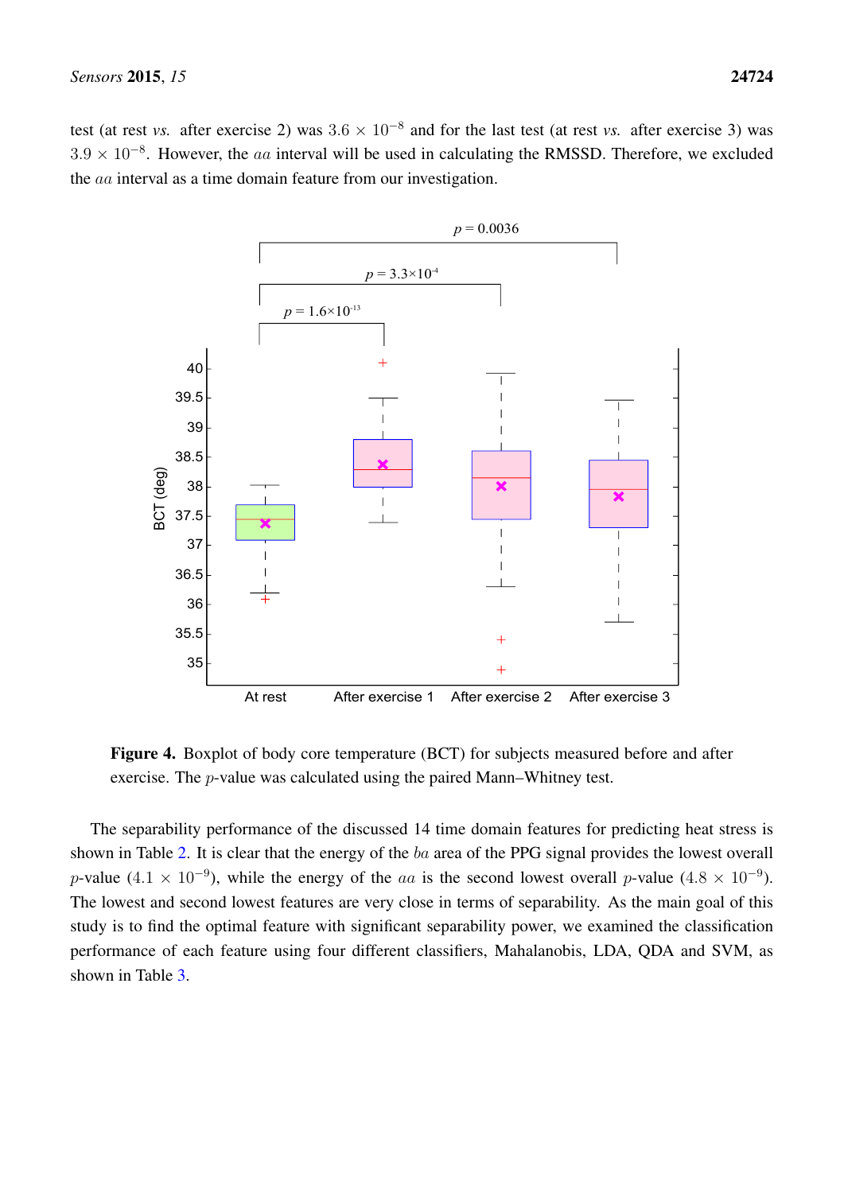test (at rest *vs.* after exercise 2) was $3.6 \times 10^{-8}$ and for the last test (at rest *vs.* after exercise 3) was $3.9 \times 10^{-8}$. However, the $aa$ interval will be used in calculating the RMSSD. Therefore, we excluded the $aa$ interval as a time domain feature from our investigation.

**Figure 4.** Boxplot of body core temperature (BCT) for subjects measured before and after exercise. The $p$-value was calculated using the paired Mann–Whitney test.

The separability performance of the discussed 14 time domain features for predicting heat stress is shown in Table 2. It is clear that the energy of the $ba$ area of the PPG signal provides the lowest overall $p$-value ($4.1 \times 10^{-9}$), while the energy of the $aa$ is the second lowest overall $p$-value ($4.8 \times 10^{-9}$). The lowest and second lowest features are very close in terms of separability. As the main goal of this study is to find the optimal feature with significant separability power, we examined the classification performance of each feature using four different classifiers, Mahalanobis, LDA, QDA and SVM, as shown in Table 3.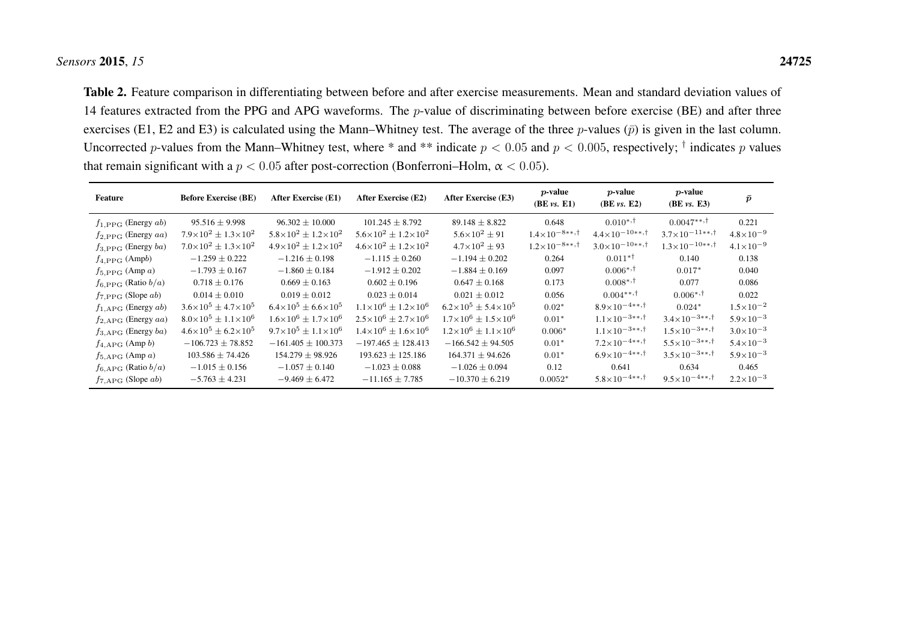**Table 2.** Feature comparison in differentiating between before and after exercise measurements. Mean and standard deviation values of 14 features extracted from the PPG and APG waveforms. The $p$-value of discriminating between before exercise (BE) and after three exercises (E1, E2 and E3) is calculated using the Mann–Whitney test. The average of the three $p$-values ($\bar{p}$) is given in the last column. Uncorrected $p$-values from the Mann–Whitney test, where * and ** indicate $p < 0.05$ and $p < 0.005$, respectively; † indicates $p$ values that remain significant with a $p < 0.05$ after post-correction (Bonferroni–Holm, $\alpha < 0.05$).

| Feature | Before Exercise (BE) | After Exercise (E1) | After Exercise (E2) | After Exercise (E3) | $p$-value (BE *vs.* E1) | $p$-value (BE *vs.* E2) | $p$-value (BE *vs.* E3) | $\bar{p}$ |
|---|---|---|---|---|---|---|---|---|
| $f_{1,\mathrm{PPG}}$ (Energy $ab$) | $95.516 \pm 9.998$ | $96.302 \pm 10.000$ | $101.245 \pm 8.792$ | $89.148 \pm 8.822$ | 0.648 | $0.010^{*,\dagger}$ | $0.0047^{**,\dagger}$ | 0.221 |
| $f_{2,\mathrm{PPG}}$ (Energy $aa$) | $7.9{\times}10^{2} \pm 1.3{\times}10^{2}$ | $5.8{\times}10^{2} \pm 1.2{\times}10^{2}$ | $5.6{\times}10^{2} \pm 1.2{\times}10^{2}$ | $5.6{\times}10^{2} \pm 91$ | $1.4{\times}10^{-8**,\dagger}$ | $4.4{\times}10^{-10**,\dagger}$ | $3.7{\times}10^{-11**,\dagger}$ | $4.8{\times}10^{-9}$ |
| $f_{3,\mathrm{PPG}}$ (Energy $ba$) | $7.0{\times}10^{2} \pm 1.3{\times}10^{2}$ | $4.9{\times}10^{2} \pm 1.2{\times}10^{2}$ | $4.6{\times}10^{2} \pm 1.2{\times}10^{2}$ | $4.7{\times}10^{2} \pm 93$ | $1.2{\times}10^{-8**,\dagger}$ | $3.0{\times}10^{-10**,\dagger}$ | $1.3{\times}10^{-10**,\dagger}$ | $4.1{\times}10^{-9}$ |
| $f_{4,\mathrm{PPG}}$ (Amp$b$) | $-1.259 \pm 0.222$ | $-1.216 \pm 0.198$ | $-1.115 \pm 0.260$ | $-1.194 \pm 0.202$ | 0.264 | $0.011^{*\dagger}$ | 0.140 | 0.138 |
| $f_{5,\mathrm{PPG}}$ (Amp $a$) | $-1.793 \pm 0.167$ | $-1.860 \pm 0.184$ | $-1.912 \pm 0.202$ | $-1.884 \pm 0.169$ | 0.097 | $0.006^{*,\dagger}$ | $0.017^{*}$ | 0.040 |
| $f_{6,\mathrm{PPG}}$ (Ratio $b/a$) | $0.718 \pm 0.176$ | $0.669 \pm 0.163$ | $0.602 \pm 0.196$ | $0.647 \pm 0.168$ | 0.173 | $0.008^{*,\dagger}$ | 0.077 | 0.086 |
| $f_{7,\mathrm{PPG}}$ (Slope $ab$) | $0.014 \pm 0.010$ | $0.019 \pm 0.012$ | $0.023 \pm 0.014$ | $0.021 \pm 0.012$ | 0.056 | $0.004^{**,\dagger}$ | $0.006^{*,\dagger}$ | 0.022 |
| $f_{1,\mathrm{APG}}$ (Energy $ab$) | $3.6{\times}10^{5} \pm 4.7{\times}10^{5}$ | $6.4{\times}10^{5} \pm 6.6{\times}10^{5}$ | $1.1{\times}10^{6} \pm 1.2{\times}10^{6}$ | $6.2{\times}10^{5} \pm 5.4{\times}10^{5}$ | $0.02^{*}$ | $8.9{\times}10^{-4**,\dagger}$ | $0.024^{*}$ | $1.5{\times}10^{-2}$ |
| $f_{2,\mathrm{APG}}$ (Energy $aa$) | $8.0{\times}10^{5} \pm 1.1{\times}10^{6}$ | $1.6{\times}10^{6} \pm 1.7{\times}10^{6}$ | $2.5{\times}10^{6} \pm 2.7{\times}10^{6}$ | $1.7{\times}10^{6} \pm 1.5{\times}10^{6}$ | $0.01^{*}$ | $1.1{\times}10^{-3**,\dagger}$ | $3.4{\times}10^{-3**,\dagger}$ | $5.9{\times}10^{-3}$ |
| $f_{3,\mathrm{APG}}$ (Energy $ba$) | $4.6{\times}10^{5} \pm 6.2{\times}10^{5}$ | $9.7{\times}10^{5} \pm 1.1{\times}10^{6}$ | $1.4{\times}10^{6} \pm 1.6{\times}10^{6}$ | $1.2{\times}10^{6} \pm 1.1{\times}10^{6}$ | $0.006^{*}$ | $1.1{\times}10^{-3**,\dagger}$ | $1.5{\times}10^{-3**,\dagger}$ | $3.0{\times}10^{-3}$ |
| $f_{4,\mathrm{APG}}$ (Amp $b$) | $-106.723 \pm 78.852$ | $-161.405 \pm 100.373$ | $-197.465 \pm 128.413$ | $-166.542 \pm 94.505$ | $0.01^{*}$ | $7.2{\times}10^{-4**,\dagger}$ | $5.5{\times}10^{-3**,\dagger}$ | $5.4{\times}10^{-3}$ |
| $f_{5,\mathrm{APG}}$ (Amp $a$) | $103.586 \pm 74.426$ | $154.279 \pm 98.926$ | $193.623 \pm 125.186$ | $164.371 \pm 94.626$ | $0.01^{*}$ | $6.9{\times}10^{-4**,\dagger}$ | $3.5{\times}10^{-3**,\dagger}$ | $5.9{\times}10^{-3}$ |
| $f_{6,\mathrm{APG}}$ (Ratio $b/a$) | $-1.015 \pm 0.156$ | $-1.057 \pm 0.140$ | $-1.023 \pm 0.088$ | $-1.026 \pm 0.094$ | 0.12 | 0.641 | 0.634 | 0.465 |
| $f_{7,\mathrm{APG}}$ (Slope $ab$) | $-5.763 \pm 4.231$ | $-9.469 \pm 6.472$ | $-11.165 \pm 7.785$ | $-10.370 \pm 6.219$ | $0.0052^{*}$ | $5.8{\times}10^{-4**,\dagger}$ | $9.5{\times}10^{-4**,\dagger}$ | $2.2{\times}10^{-3}$ |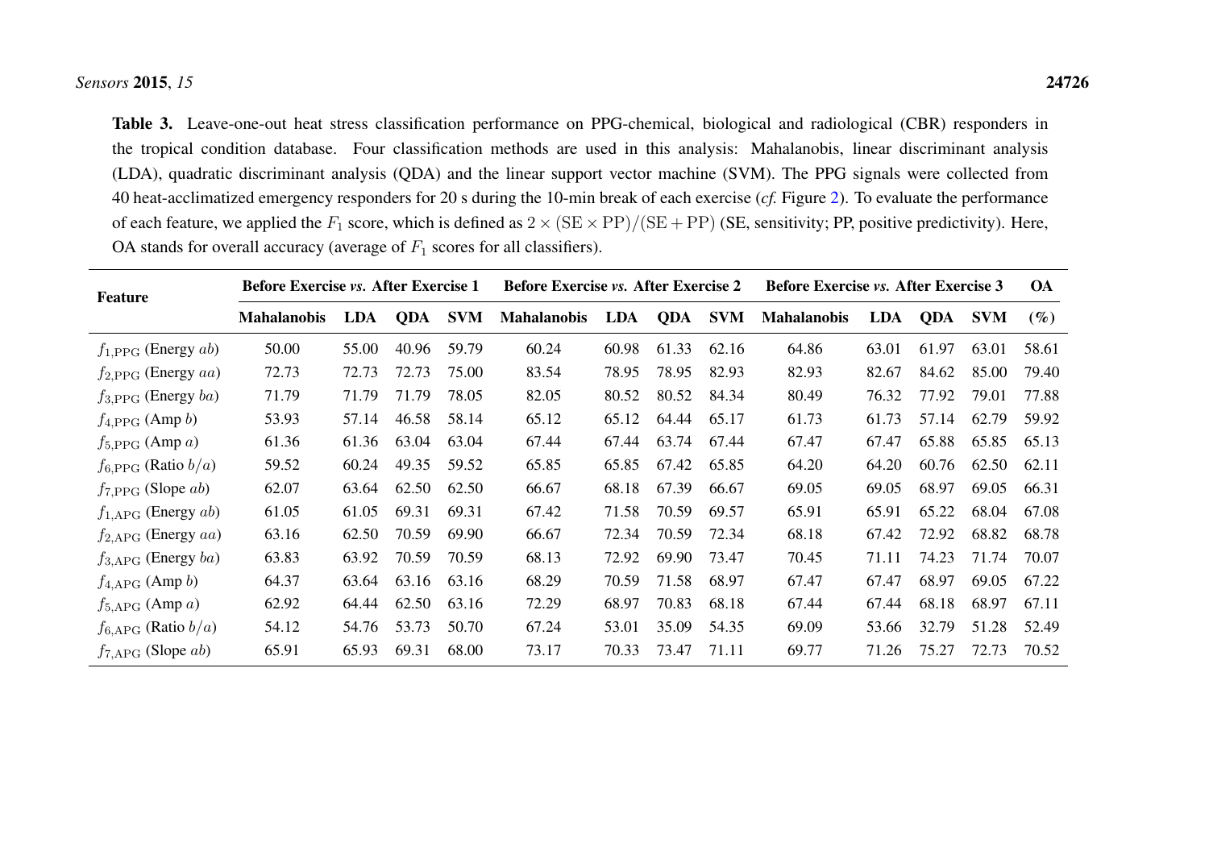**Table 3.** Leave-one-out heat stress classification performance on PPG-chemical, biological and radiological (CBR) responders in the tropical condition database. Four classification methods are used in this analysis: Mahalanobis, linear discriminant analysis (LDA), quadratic discriminant analysis (QDA) and the linear support vector machine (SVM). The PPG signals were collected from 40 heat-acclimatized emergency responders for 20 s during the 10-min break of each exercise (*cf.* Figure 2). To evaluate the performance of each feature, we applied the $F_1$ score, which is defined as $2 \times (\mathrm{SE} \times \mathrm{PP})/(\mathrm{SE} + \mathrm{PP})$ (SE, sensitivity; PP, positive predictivity). Here, OA stands for overall accuracy (average of $F_1$ scores for all classifiers).

| Feature | Before Exercise *vs.* After Exercise 1 | | | | Before Exercise *vs.* After Exercise 2 | | | | Before Exercise *vs.* After Exercise 3 | | | | OA |
|---|---|---|---|---|---|---|---|---|---|---|---|---|---|
| | **Mahalanobis** | **LDA** | **QDA** | **SVM** | **Mahalanobis** | **LDA** | **QDA** | **SVM** | **Mahalanobis** | **LDA** | **QDA** | **SVM** | **(%)** |
| $f_{1,\mathrm{PPG}}$ (Energy $ab$) | 50.00 | 55.00 | 40.96 | 59.79 | 60.24 | 60.98 | 61.33 | 62.16 | 64.86 | 63.01 | 61.97 | 63.01 | 58.61 |
| $f_{2,\mathrm{PPG}}$ (Energy $aa$) | 72.73 | 72.73 | 72.73 | 75.00 | 83.54 | 78.95 | 78.95 | 82.93 | 82.93 | 82.67 | 84.62 | 85.00 | 79.40 |
| $f_{3,\mathrm{PPG}}$ (Energy $ba$) | 71.79 | 71.79 | 71.79 | 78.05 | 82.05 | 80.52 | 80.52 | 84.34 | 80.49 | 76.32 | 77.92 | 79.01 | 77.88 |
| $f_{4,\mathrm{PPG}}$ (Amp $b$) | 53.93 | 57.14 | 46.58 | 58.14 | 65.12 | 65.12 | 64.44 | 65.17 | 61.73 | 61.73 | 57.14 | 62.79 | 59.92 |
| $f_{5,\mathrm{PPG}}$ (Amp $a$) | 61.36 | 61.36 | 63.04 | 63.04 | 67.44 | 67.44 | 63.74 | 67.44 | 67.47 | 67.47 | 65.88 | 65.85 | 65.13 |
| $f_{6,\mathrm{PPG}}$ (Ratio $b/a$) | 59.52 | 60.24 | 49.35 | 59.52 | 65.85 | 65.85 | 67.42 | 65.85 | 64.20 | 64.20 | 60.76 | 62.50 | 62.11 |
| $f_{7,\mathrm{PPG}}$ (Slope $ab$) | 62.07 | 63.64 | 62.50 | 62.50 | 66.67 | 68.18 | 67.39 | 66.67 | 69.05 | 69.05 | 68.97 | 69.05 | 66.31 |
| $f_{1,\mathrm{APG}}$ (Energy $ab$) | 61.05 | 61.05 | 69.31 | 69.31 | 67.42 | 71.58 | 70.59 | 69.57 | 65.91 | 65.91 | 65.22 | 68.04 | 67.08 |
| $f_{2,\mathrm{APG}}$ (Energy $aa$) | 63.16 | 62.50 | 70.59 | 69.90 | 66.67 | 72.34 | 70.59 | 72.34 | 68.18 | 67.42 | 72.92 | 68.82 | 68.78 |
| $f_{3,\mathrm{APG}}$ (Energy $ba$) | 63.83 | 63.92 | 70.59 | 70.59 | 68.13 | 72.92 | 69.90 | 73.47 | 70.45 | 71.11 | 74.23 | 71.74 | 70.07 |
| $f_{4,\mathrm{APG}}$ (Amp $b$) | 64.37 | 63.64 | 63.16 | 63.16 | 68.29 | 70.59 | 71.58 | 68.97 | 67.47 | 67.47 | 68.97 | 69.05 | 67.22 |
| $f_{5,\mathrm{APG}}$ (Amp $a$) | 62.92 | 64.44 | 62.50 | 63.16 | 72.29 | 68.97 | 70.83 | 68.18 | 67.44 | 67.44 | 68.18 | 68.97 | 67.11 |
| $f_{6,\mathrm{APG}}$ (Ratio $b/a$) | 54.12 | 54.76 | 53.73 | 50.70 | 67.24 | 53.01 | 35.09 | 54.35 | 69.09 | 53.66 | 32.79 | 51.28 | 52.49 |
| $f_{7,\mathrm{APG}}$ (Slope $ab$) | 65.91 | 65.93 | 69.31 | 68.00 | 73.17 | 70.33 | 73.47 | 71.11 | 69.77 | 71.26 | 75.27 | 72.73 | 70.52 |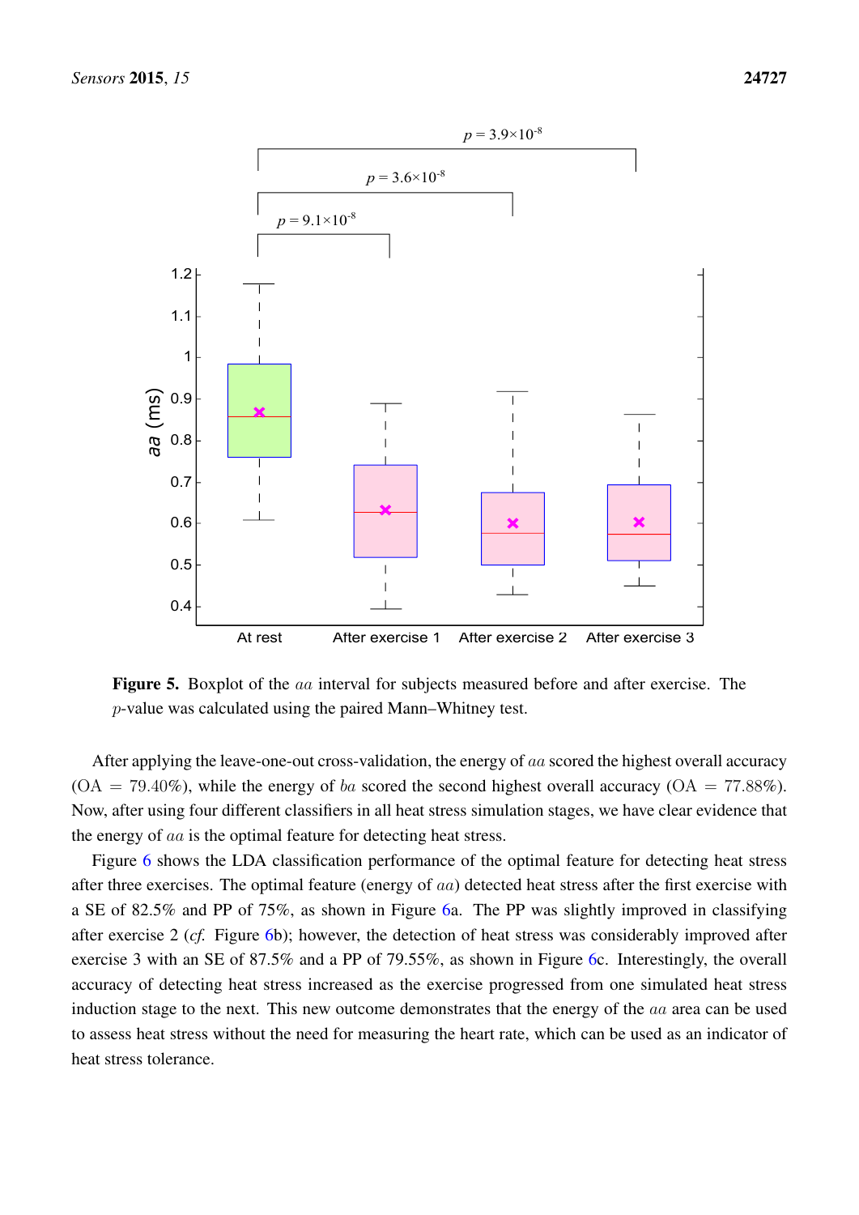**Figure 5.** Boxplot of the $aa$ interval for subjects measured before and after exercise. The $p$-value was calculated using the paired Mann–Whitney test.

After applying the leave-one-out cross-validation, the energy of $aa$ scored the highest overall accuracy (OA = 79.40%), while the energy of $ba$ scored the second highest overall accuracy (OA = 77.88%). Now, after using four different classifiers in all heat stress simulation stages, we have clear evidence that the energy of $aa$ is the optimal feature for detecting heat stress.

Figure 6 shows the LDA classification performance of the optimal feature for detecting heat stress after three exercises. The optimal feature (energy of $aa$) detected heat stress after the first exercise with a SE of 82.5% and PP of 75%, as shown in Figure 6a. The PP was slightly improved in classifying after exercise 2 (*cf.* Figure 6b); however, the detection of heat stress was considerably improved after exercise 3 with an SE of 87.5% and a PP of 79.55%, as shown in Figure 6c. Interestingly, the overall accuracy of detecting heat stress increased as the exercise progressed from one simulated heat stress induction stage to the next. This new outcome demonstrates that the energy of the $aa$ area can be used to assess heat stress without the need for measuring the heart rate, which can be used as an indicator of heat stress tolerance.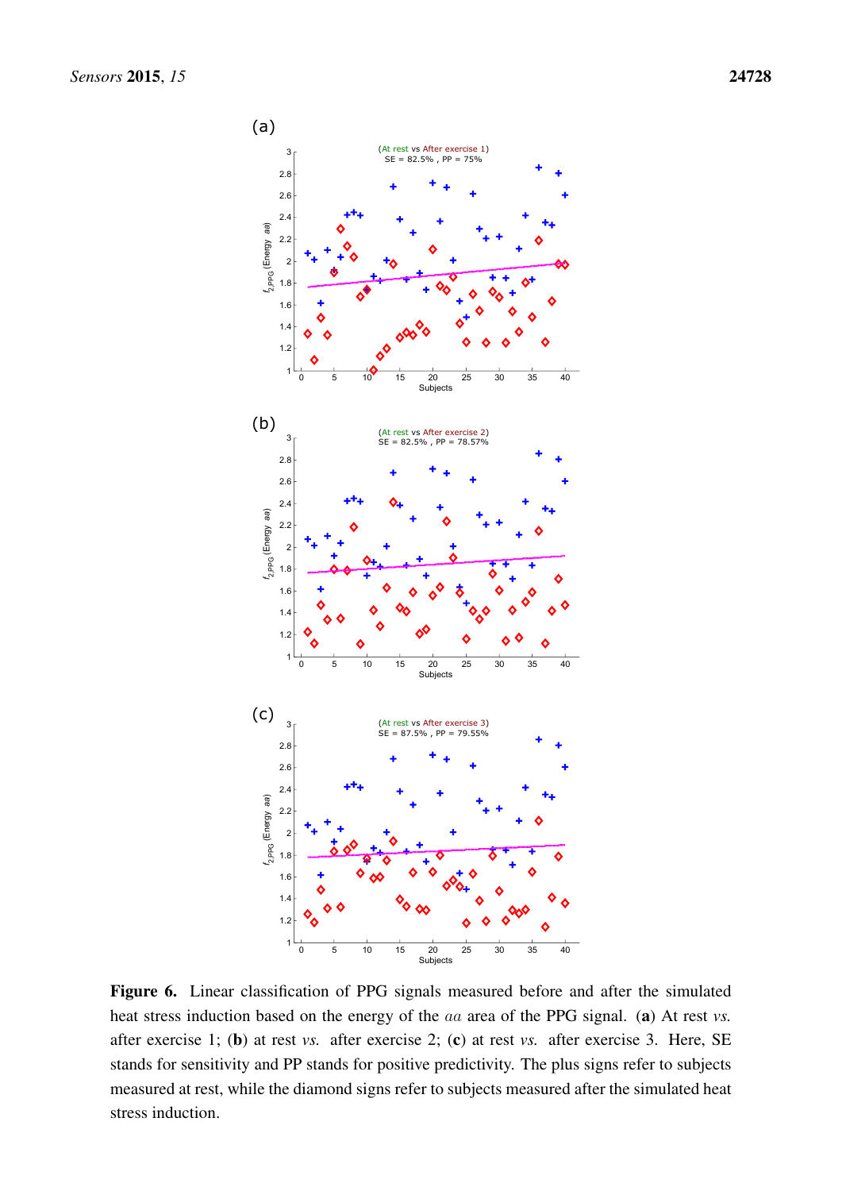**Figure 6.** Linear classification of PPG signals measured before and after the simulated heat stress induction based on the energy of the $aa$ area of the PPG signal. (**a**) At rest *vs.* after exercise 1; (**b**) at rest *vs.* after exercise 2; (**c**) at rest *vs.* after exercise 3. Here, SE stands for sensitivity and PP stands for positive predictivity. The plus signs refer to subjects measured at rest, while the diamond signs refer to subjects measured after the simulated heat stress induction.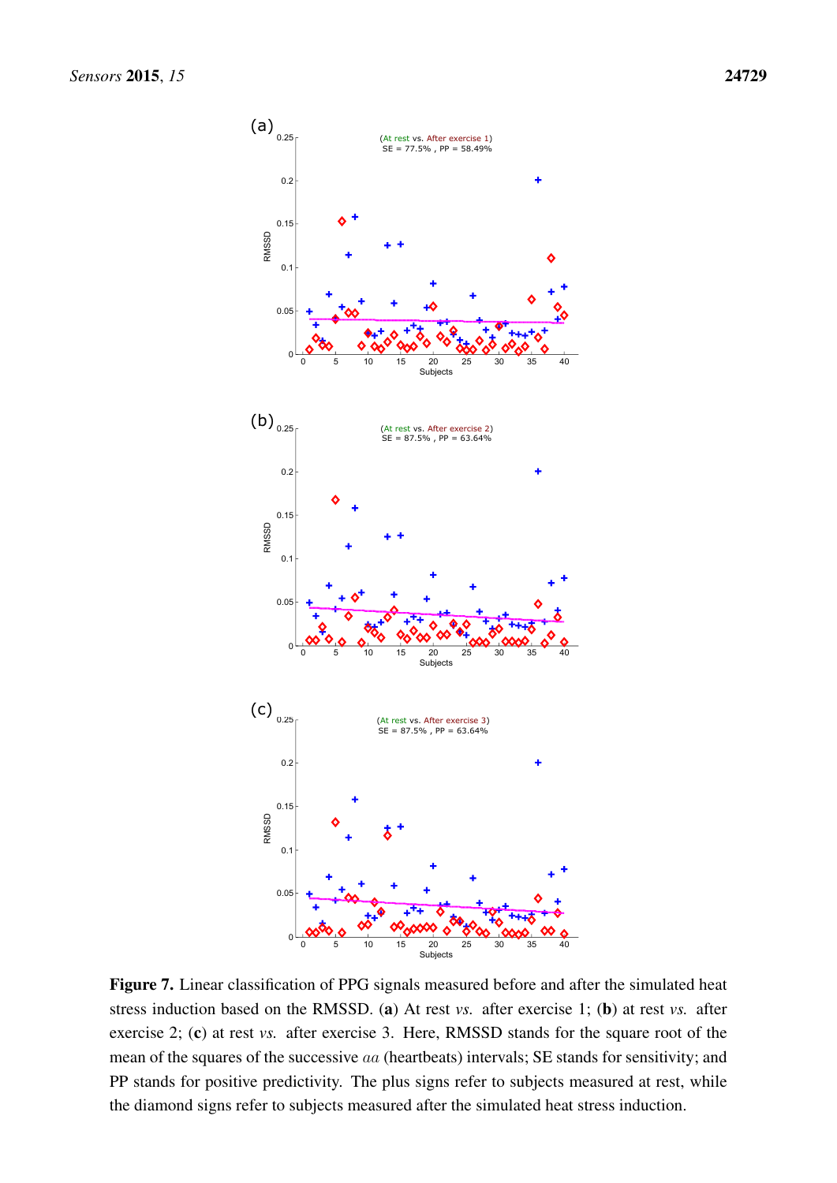**Figure 7.** Linear classification of PPG signals measured before and after the simulated heat stress induction based on the RMSSD. (**a**) At rest *vs.* after exercise 1; (**b**) at rest *vs.* after exercise 2; (**c**) at rest *vs.* after exercise 3. Here, RMSSD stands for the square root of the mean of the squares of the successive $aa$ (heartbeats) intervals; SE stands for sensitivity; and PP stands for positive predictivity. The plus signs refer to subjects measured at rest, while the diamond signs refer to subjects measured after the simulated heat stress induction.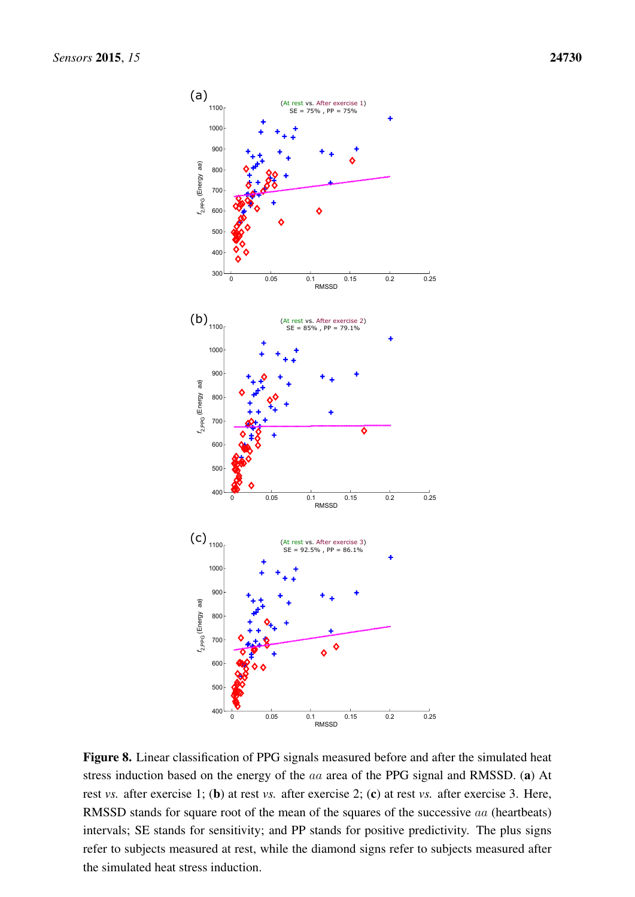**Figure 8.** Linear classification of PPG signals measured before and after the simulated heat stress induction based on the energy of the $aa$ area of the PPG signal and RMSSD. (**a**) At rest *vs.* after exercise 1; (**b**) at rest *vs.* after exercise 2; (**c**) at rest *vs.* after exercise 3. Here, RMSSD stands for square root of the mean of the squares of the successive $aa$ (heartbeats) intervals; SE stands for sensitivity; and PP stands for positive predictivity. The plus signs refer to subjects measured at rest, while the diamond signs refer to subjects measured after the simulated heat stress induction.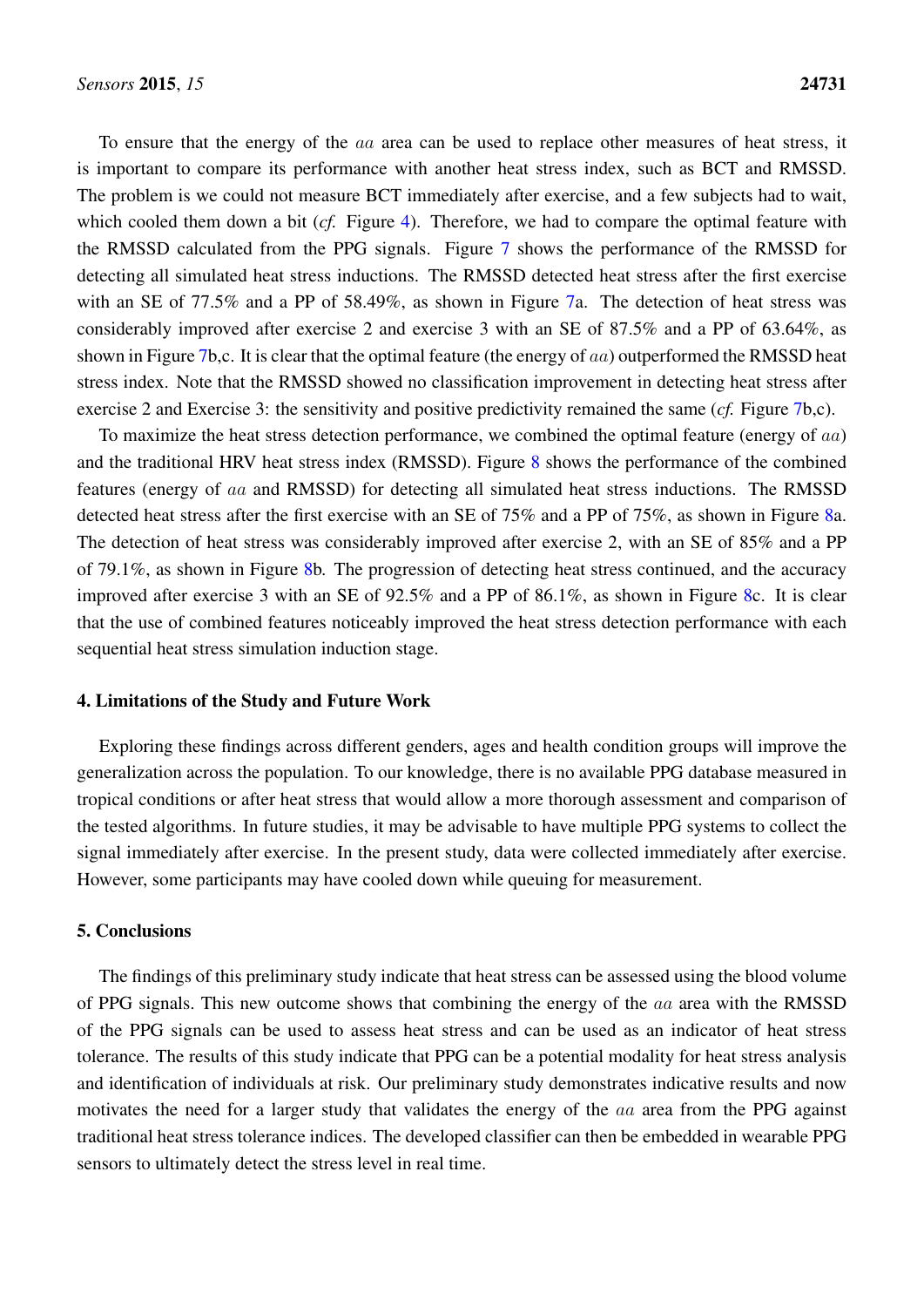To ensure that the energy of the $aa$ area can be used to replace other measures of heat stress, it is important to compare its performance with another heat stress index, such as BCT and RMSSD. The problem is we could not measure BCT immediately after exercise, and a few subjects had to wait, which cooled them down a bit (*cf.* Figure 4). Therefore, we had to compare the optimal feature with the RMSSD calculated from the PPG signals. Figure 7 shows the performance of the RMSSD for detecting all simulated heat stress inductions. The RMSSD detected heat stress after the first exercise with an SE of 77.5% and a PP of 58.49%, as shown in Figure 7a. The detection of heat stress was considerably improved after exercise 2 and exercise 3 with an SE of 87.5% and a PP of 63.64%, as shown in Figure 7b,c. It is clear that the optimal feature (the energy of $aa$) outperformed the RMSSD heat stress index. Note that the RMSSD showed no classification improvement in detecting heat stress after exercise 2 and Exercise 3: the sensitivity and positive predictivity remained the same (*cf.* Figure 7b,c).

To maximize the heat stress detection performance, we combined the optimal feature (energy of $aa$) and the traditional HRV heat stress index (RMSSD). Figure 8 shows the performance of the combined features (energy of $aa$ and RMSSD) for detecting all simulated heat stress inductions. The RMSSD detected heat stress after the first exercise with an SE of 75% and a PP of 75%, as shown in Figure 8a. The detection of heat stress was considerably improved after exercise 2, with an SE of 85% and a PP of 79.1%, as shown in Figure 8b. The progression of detecting heat stress continued, and the accuracy improved after exercise 3 with an SE of 92.5% and a PP of 86.1%, as shown in Figure 8c. It is clear that the use of combined features noticeably improved the heat stress detection performance with each sequential heat stress simulation induction stage.

## 4. Limitations of the Study and Future Work

Exploring these findings across different genders, ages and health condition groups will improve the generalization across the population. To our knowledge, there is no available PPG database measured in tropical conditions or after heat stress that would allow a more thorough assessment and comparison of the tested algorithms. In future studies, it may be advisable to have multiple PPG systems to collect the signal immediately after exercise. In the present study, data were collected immediately after exercise. However, some participants may have cooled down while queuing for measurement.

## 5. Conclusions

The findings of this preliminary study indicate that heat stress can be assessed using the blood volume of PPG signals. This new outcome shows that combining the energy of the $aa$ area with the RMSSD of the PPG signals can be used to assess heat stress and can be used as an indicator of heat stress tolerance. The results of this study indicate that PPG can be a potential modality for heat stress analysis and identification of individuals at risk. Our preliminary study demonstrates indicative results and now motivates the need for a larger study that validates the energy of the $aa$ area from the PPG against traditional heat stress tolerance indices. The developed classifier can then be embedded in wearable PPG sensors to ultimately detect the stress level in real time.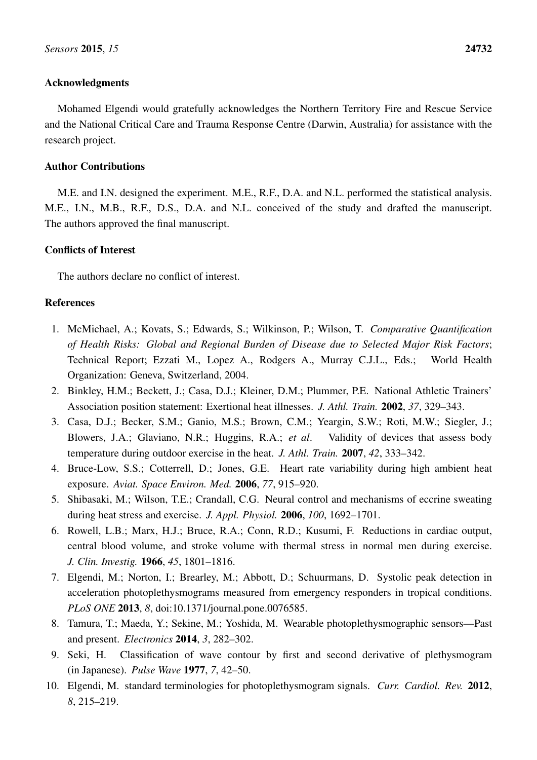## Acknowledgments

Mohamed Elgendi would gratefully acknowledges the Northern Territory Fire and Rescue Service and the National Critical Care and Trauma Response Centre (Darwin, Australia) for assistance with the research project.

## Author Contributions

M.E. and I.N. designed the experiment. M.E., R.F., D.A. and N.L. performed the statistical analysis. M.E., I.N., M.B., R.F., D.S., D.A. and N.L. conceived of the study and drafted the manuscript. The authors approved the final manuscript.

## Conflicts of Interest

The authors declare no conflict of interest.

## References

1. McMichael, A.; Kovats, S.; Edwards, S.; Wilkinson, P.; Wilson, T. *Comparative Quantification of Health Risks: Global and Regional Burden of Disease due to Selected Major Risk Factors*; Technical Report; Ezzati M., Lopez A., Rodgers A., Murray C.J.L., Eds.; World Health Organization: Geneva, Switzerland, 2004.
2. Binkley, H.M.; Beckett, J.; Casa, D.J.; Kleiner, D.M.; Plummer, P.E. National Athletic Trainers' Association position statement: Exertional heat illnesses. *J. Athl. Train.* **2002**, *37*, 329–343.
3. Casa, D.J.; Becker, S.M.; Ganio, M.S.; Brown, C.M.; Yeargin, S.W.; Roti, M.W.; Siegler, J.; Blowers, J.A.; Glaviano, N.R.; Huggins, R.A.; *et al*. Validity of devices that assess body temperature during outdoor exercise in the heat. *J. Athl. Train.* **2007**, *42*, 333–342.
4. Bruce-Low, S.S.; Cotterrell, D.; Jones, G.E. Heart rate variability during high ambient heat exposure. *Aviat. Space Environ. Med.* **2006**, *77*, 915–920.
5. Shibasaki, M.; Wilson, T.E.; Crandall, C.G. Neural control and mechanisms of eccrine sweating during heat stress and exercise. *J. Appl. Physiol.* **2006**, *100*, 1692–1701.
6. Rowell, L.B.; Marx, H.J.; Bruce, R.A.; Conn, R.D.; Kusumi, F. Reductions in cardiac output, central blood volume, and stroke volume with thermal stress in normal men during exercise. *J. Clin. Investig.* **1966**, *45*, 1801–1816.
7. Elgendi, M.; Norton, I.; Brearley, M.; Abbott, D.; Schuurmans, D. Systolic peak detection in acceleration photoplethysmograms measured from emergency responders in tropical conditions. *PLoS ONE* **2013**, *8*, doi:10.1371/journal.pone.0076585.
8. Tamura, T.; Maeda, Y.; Sekine, M.; Yoshida, M. Wearable photoplethysmographic sensors—Past and present. *Electronics* **2014**, *3*, 282–302.
9. Seki, H. Classification of wave contour by first and second derivative of plethysmogram (in Japanese). *Pulse Wave* **1977**, *7*, 42–50.
10. Elgendi, M. standard terminologies for photoplethysmogram signals. *Curr. Cardiol. Rev.* **2012**, *8*, 215–219.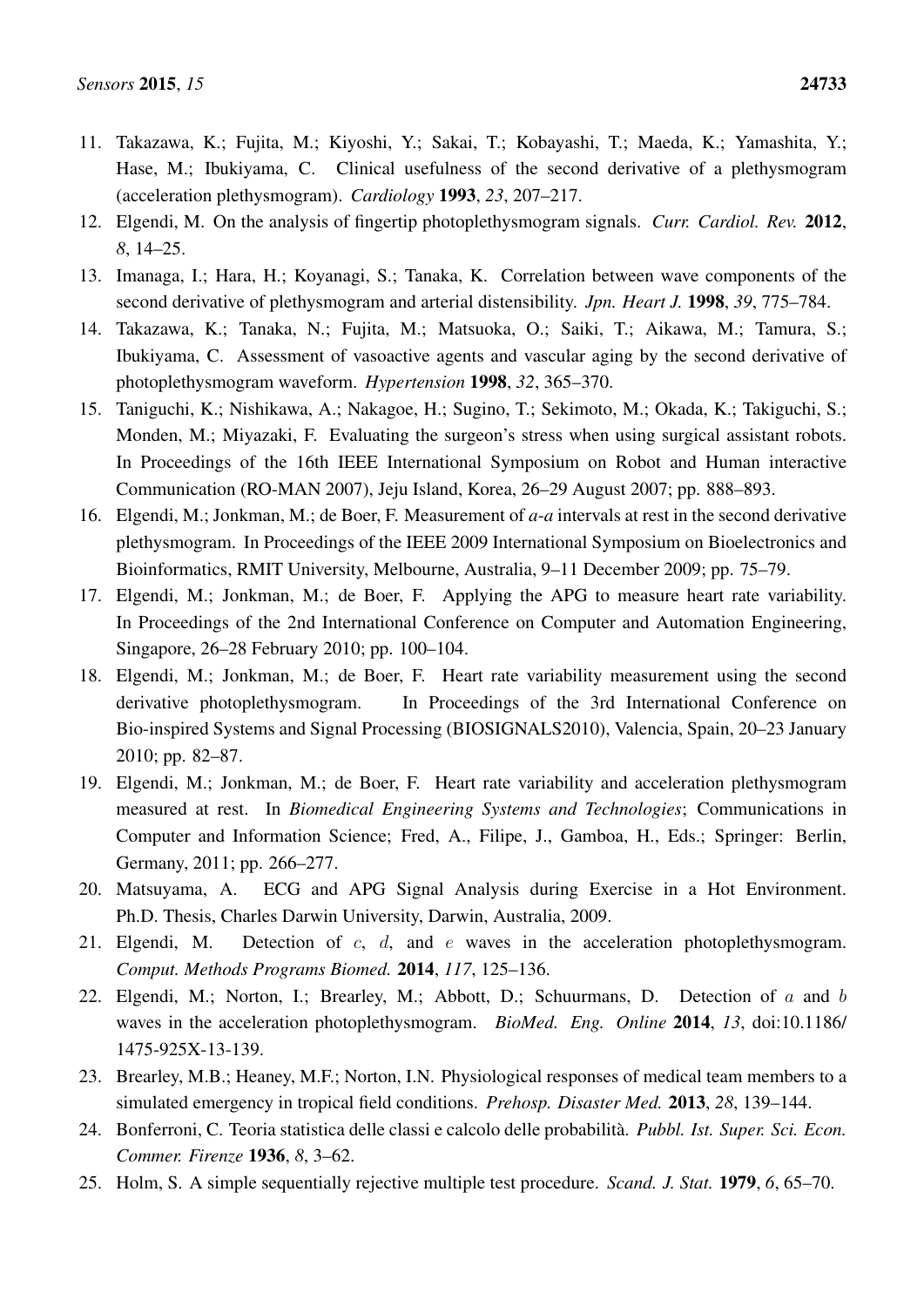11. Takazawa, K.; Fujita, M.; Kiyoshi, Y.; Sakai, T.; Kobayashi, T.; Maeda, K.; Yamashita, Y.; Hase, M.; Ibukiyama, C. Clinical usefulness of the second derivative of a plethysmogram (acceleration plethysmogram). *Cardiology* **1993**, *23*, 207–217.
12. Elgendi, M. On the analysis of fingertip photoplethysmogram signals. *Curr. Cardiol. Rev.* **2012**, *8*, 14–25.
13. Imanaga, I.; Hara, H.; Koyanagi, S.; Tanaka, K. Correlation between wave components of the second derivative of plethysmogram and arterial distensibility. *Jpn. Heart J.* **1998**, *39*, 775–784.
14. Takazawa, K.; Tanaka, N.; Fujita, M.; Matsuoka, O.; Saiki, T.; Aikawa, M.; Tamura, S.; Ibukiyama, C. Assessment of vasoactive agents and vascular aging by the second derivative of photoplethysmogram waveform. *Hypertension* **1998**, *32*, 365–370.
15. Taniguchi, K.; Nishikawa, A.; Nakagoe, H.; Sugino, T.; Sekimoto, M.; Okada, K.; Takiguchi, S.; Monden, M.; Miyazaki, F. Evaluating the surgeon's stress when using surgical assistant robots. In Proceedings of the 16th IEEE International Symposium on Robot and Human interactive Communication (RO-MAN 2007), Jeju Island, Korea, 26–29 August 2007; pp. 888–893.
16. Elgendi, M.; Jonkman, M.; de Boer, F. Measurement of *a-a* intervals at rest in the second derivative plethysmogram. In Proceedings of the IEEE 2009 International Symposium on Bioelectronics and Bioinformatics, RMIT University, Melbourne, Australia, 9–11 December 2009; pp. 75–79.
17. Elgendi, M.; Jonkman, M.; de Boer, F. Applying the APG to measure heart rate variability. In Proceedings of the 2nd International Conference on Computer and Automation Engineering, Singapore, 26–28 February 2010; pp. 100–104.
18. Elgendi, M.; Jonkman, M.; de Boer, F. Heart rate variability measurement using the second derivative photoplethysmogram. In Proceedings of the 3rd International Conference on Bio-inspired Systems and Signal Processing (BIOSIGNALS2010), Valencia, Spain, 20–23 January 2010; pp. 82–87.
19. Elgendi, M.; Jonkman, M.; de Boer, F. Heart rate variability and acceleration plethysmogram measured at rest. In *Biomedical Engineering Systems and Technologies*; Communications in Computer and Information Science; Fred, A., Filipe, J., Gamboa, H., Eds.; Springer: Berlin, Germany, 2011; pp. 266–277.
20. Matsuyama, A. ECG and APG Signal Analysis during Exercise in a Hot Environment. Ph.D. Thesis, Charles Darwin University, Darwin, Australia, 2009.
21. Elgendi, M. Detection of $c$, $d$, and $e$ waves in the acceleration photoplethysmogram. *Comput. Methods Programs Biomed.* **2014**, *117*, 125–136.
22. Elgendi, M.; Norton, I.; Brearley, M.; Abbott, D.; Schuurmans, D. Detection of $a$ and $b$ waves in the acceleration photoplethysmogram. *BioMed. Eng. Online* **2014**, *13*, doi:10.1186/1475-925X-13-139.
23. Brearley, M.B.; Heaney, M.F.; Norton, I.N. Physiological responses of medical team members to a simulated emergency in tropical field conditions. *Prehosp. Disaster Med.* **2013**, *28*, 139–144.
24. Bonferroni, C. Teoria statistica delle classi e calcolo delle probabilità. *Pubbl. Ist. Super. Sci. Econ. Commer. Firenze* **1936**, *8*, 3–62.
25. Holm, S. A simple sequentially rejective multiple test procedure. *Scand. J. Stat.* **1979**, *6*, 65–70.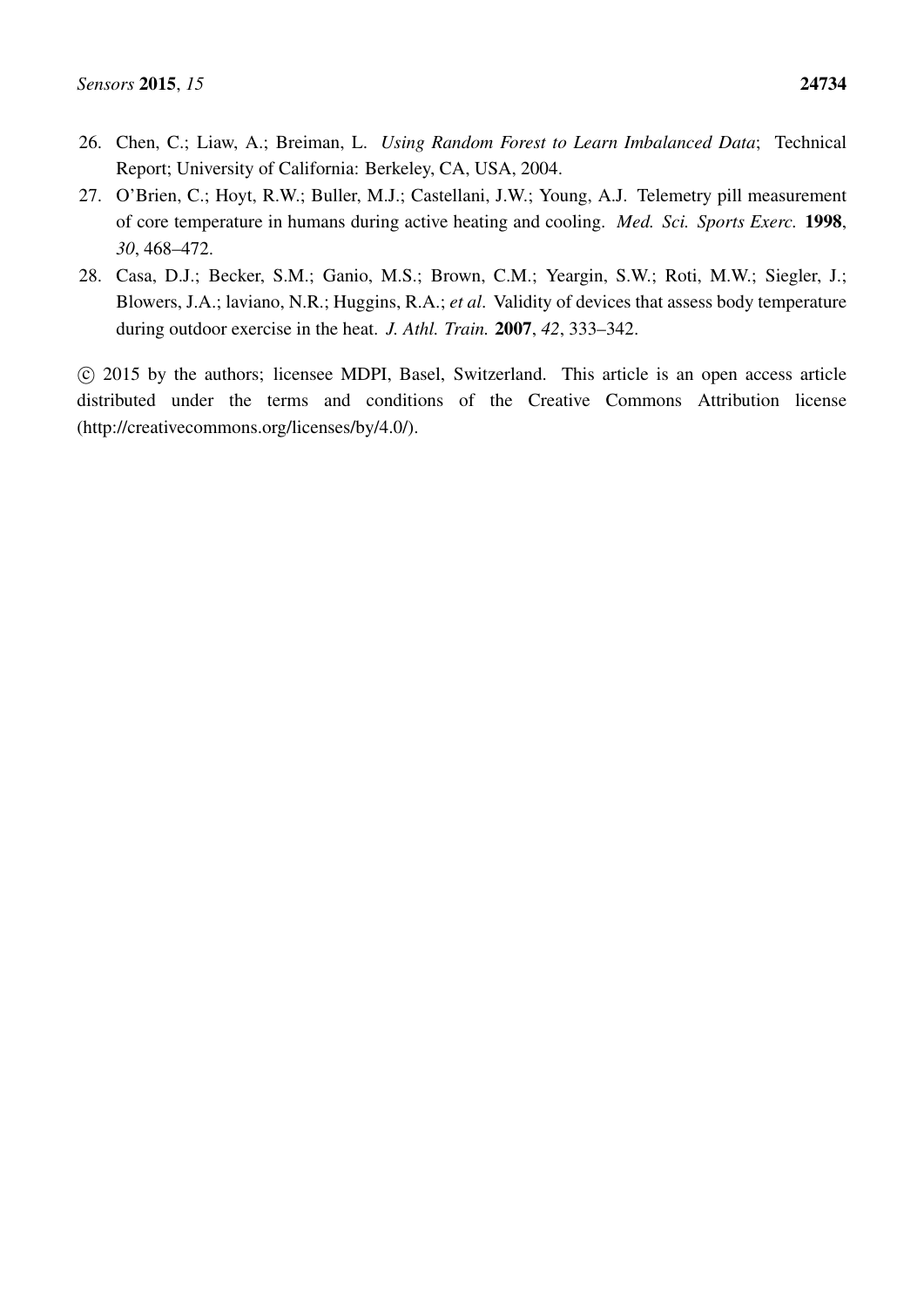26. Chen, C.; Liaw, A.; Breiman, L. *Using Random Forest to Learn Imbalanced Data*; Technical Report; University of California: Berkeley, CA, USA, 2004.
27. O'Brien, C.; Hoyt, R.W.; Buller, M.J.; Castellani, J.W.; Young, A.J. Telemetry pill measurement of core temperature in humans during active heating and cooling. *Med. Sci. Sports Exerc.* **1998**, *30*, 468–472.
28. Casa, D.J.; Becker, S.M.; Ganio, M.S.; Brown, C.M.; Yeargin, S.W.; Roti, M.W.; Siegler, J.; Blowers, J.A.; laviano, N.R.; Huggins, R.A.; *et al*. Validity of devices that assess body temperature during outdoor exercise in the heat. *J. Athl. Train.* **2007**, *42*, 333–342.

© 2015 by the authors; licensee MDPI, Basel, Switzerland. This article is an open access article distributed under the terms and conditions of the Creative Commons Attribution license (http://creativecommons.org/licenses/by/4.0/).